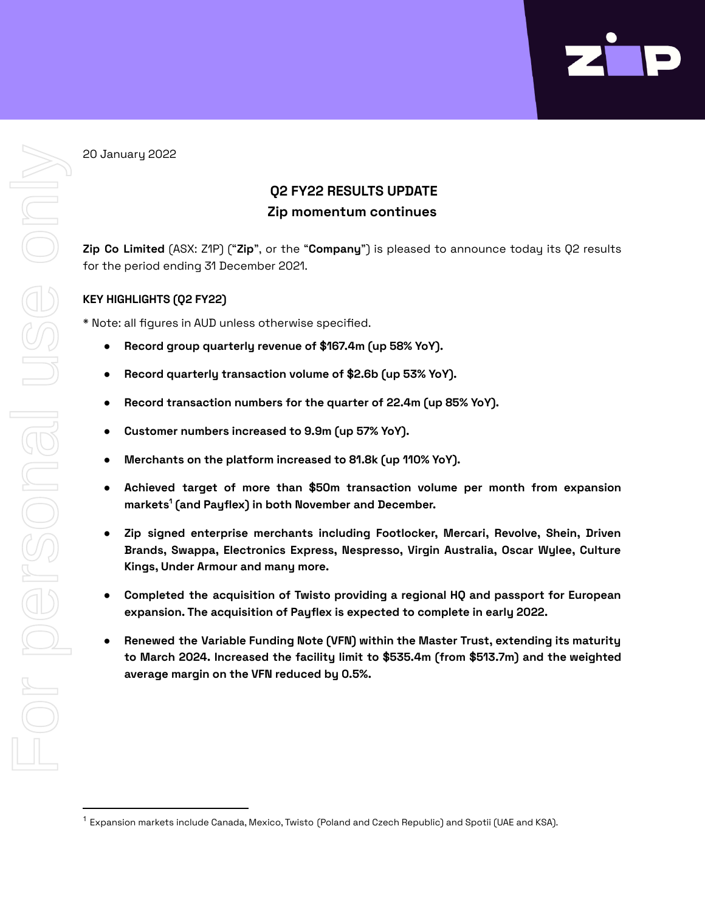20 January 2022

## Q2 FY22 RESULTS UPDATE
## Zip momentum continues

**Zip Co Limited** (ASX: Z1P) ("**Zip**", or the "**Company**") is pleased to announce today its Q2 results for the period ending 31 December 2021.

### KEY HIGHLIGHTS (Q2 FY22)

* Note: all figures in AUD unless otherwise specified.

- **Record group quarterly revenue of $167.4m (up 58% YoY).**
- **Record quarterly transaction volume of $2.6b (up 53% YoY).**
- **Record transaction numbers for the quarter of 22.4m (up 85% YoY).**
- **Customer numbers increased to 9.9m (up 57% YoY).**
- **Merchants on the platform increased to 81.8k (up 110% YoY).**
- **Achieved target of more than $50m transaction volume per month from expansion markets[1] (and Payflex) in both November and December.**
- **Zip signed enterprise merchants including Footlocker, Mercari, Revolve, Shein, Driven Brands, Swappa, Electronics Express, Nespresso, Virgin Australia, Oscar Wylee, Culture Kings, Under Armour and many more.**
- **Completed the acquisition of Twisto providing a regional HQ and passport for European expansion. The acquisition of Payflex is expected to complete in early 2022.**
- **Renewed the Variable Funding Note (VFN) within the Master Trust, extending its maturity to March 2024. Increased the facility limit to $535.4m (from $513.7m) and the weighted average margin on the VFN reduced by 0.5%.**

---

[1] Expansion markets include Canada, Mexico, Twisto (Poland and Czech Republic) and Spotii (UAE and KSA).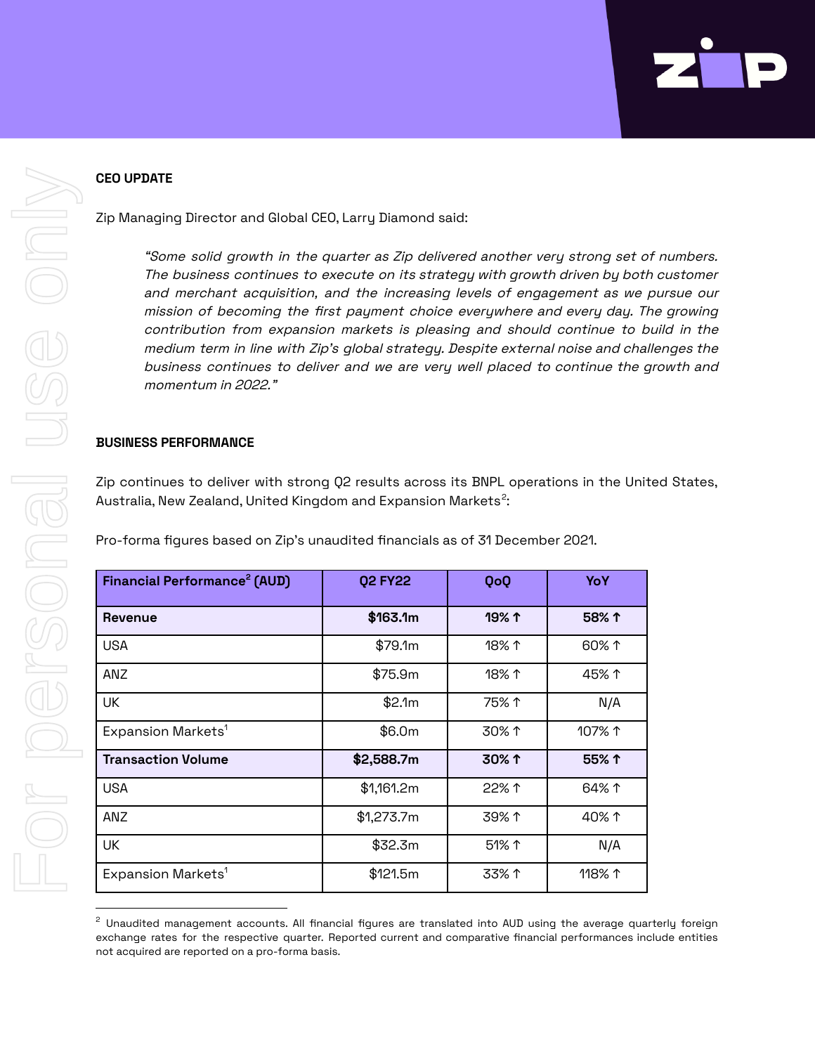## CEO UPDATE

Zip Managing Director and Global CEO, Larry Diamond said:

> *"Some solid growth in the quarter as Zip delivered another very strong set of numbers. The business continues to execute on its strategy with growth driven by both customer and merchant acquisition, and the increasing levels of engagement as we pursue our mission of becoming the first payment choice everywhere and every day. The growing contribution from expansion markets is pleasing and should continue to build in the medium term in line with Zip's global strategy. Despite external noise and challenges the business continues to deliver and we are very well placed to continue the growth and momentum in 2022."*

## BUSINESS PERFORMANCE

Zip continues to deliver with strong Q2 results across its BNPL operations in the United States, Australia, New Zealand, United Kingdom and Expansion Markets[2]:

Pro-forma figures based on Zip's unaudited financials as of 31 December 2021.

| Financial Performance[2] (AUD) | Q2 FY22 | QoQ | YoY |
|---|---|---|---|
| **Revenue** | **$163.1m** | **19% ↑** | **58% ↑** |
| USA | $79.1m | 18% ↑ | 60% ↑ |
| ANZ | $75.9m | 18% ↑ | 45% ↑ |
| UK | $2.1m | 75% ↑ | N/A |
| Expansion Markets[1] | $6.0m | 30% ↑ | 107% ↑ |
| **Transaction Volume** | **$2,588.7m** | **30% ↑** | **55% ↑** |
| USA | $1,161.2m | 22% ↑ | 64% ↑ |
| ANZ | $1,273.7m | 39% ↑ | 40% ↑ |
| UK | $32.3m | 51% ↑ | N/A |
| Expansion Markets[1] | $121.5m | 33% ↑ | 118% ↑ |

[2] Unaudited management accounts. All financial figures are translated into AUD using the average quarterly foreign exchange rates for the respective quarter. Reported current and comparative financial performances include entities not acquired are reported on a pro-forma basis.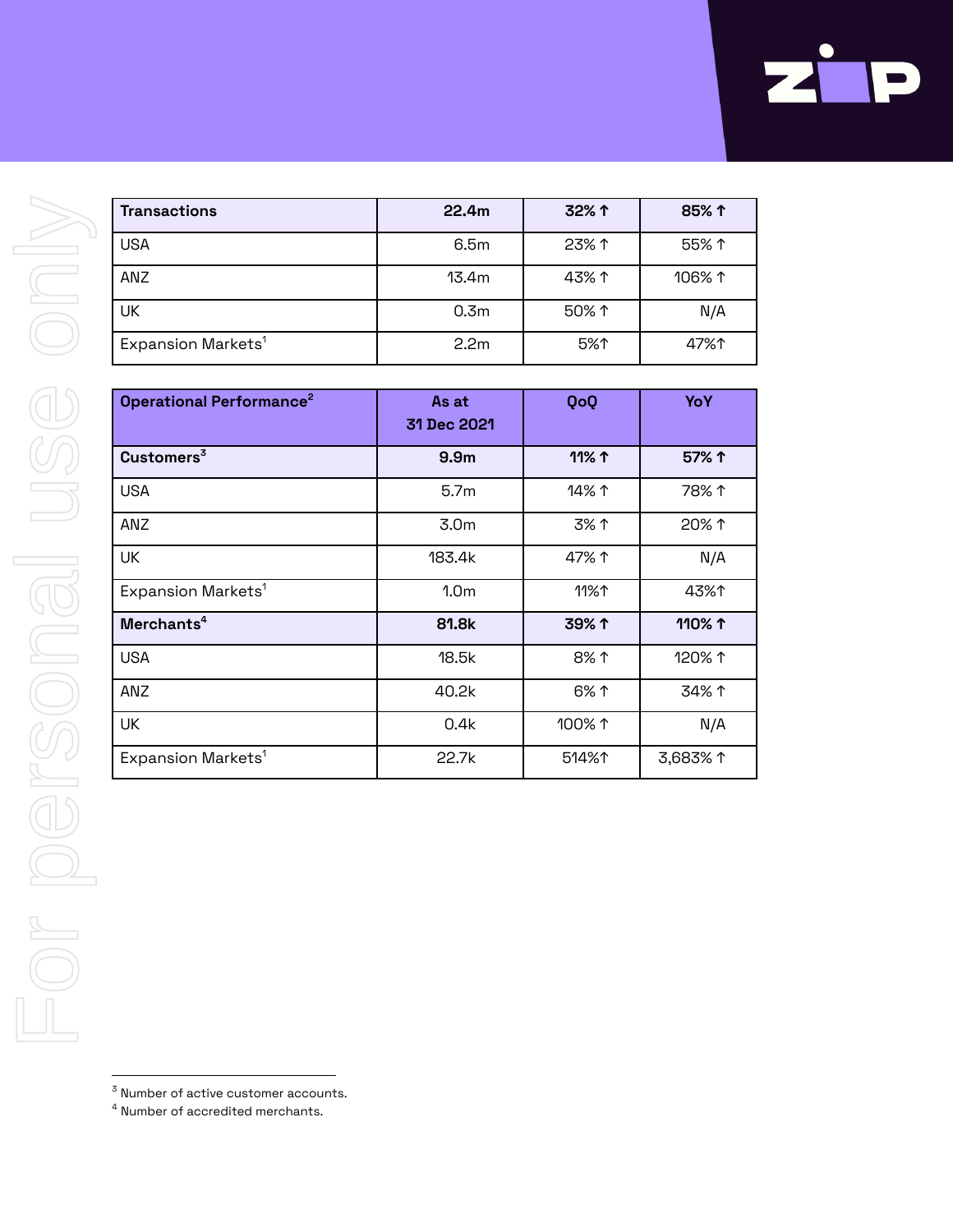| Transactions | 22.4m | 32% ↑ | 85% ↑ |
|---|---|---|---|
| USA | 6.5m | 23% ↑ | 55% ↑ |
| ANZ | 13.4m | 43% ↑ | 106% ↑ |
| UK | 0.3m | 50% ↑ | N/A |
| Expansion Markets[1] | 2.2m | 5%↑ | 47%↑ |

| Operational Performance[2] | As at 31 Dec 2021 | QoQ | YoY |
|---|---|---|---|
| **Customers[3]** | **9.9m** | **11% ↑** | **57% ↑** |
| USA | 5.7m | 14% ↑ | 78% ↑ |
| ANZ | 3.0m | 3% ↑ | 20% ↑ |
| UK | 183.4k | 47% ↑ | N/A |
| Expansion Markets[1] | 1.0m | 11%↑ | 43%↑ |
| **Merchants[4]** | **81.8k** | **39% ↑** | **110% ↑** |
| USA | 18.5k | 8% ↑ | 120% ↑ |
| ANZ | 40.2k | 6% ↑ | 34% ↑ |
| UK | 0.4k | 100% ↑ | N/A |
| Expansion Markets[1] | 22.7k | 514%↑ | 3,683% ↑ |

[3] Number of active customer accounts.

[4] Number of accredited merchants.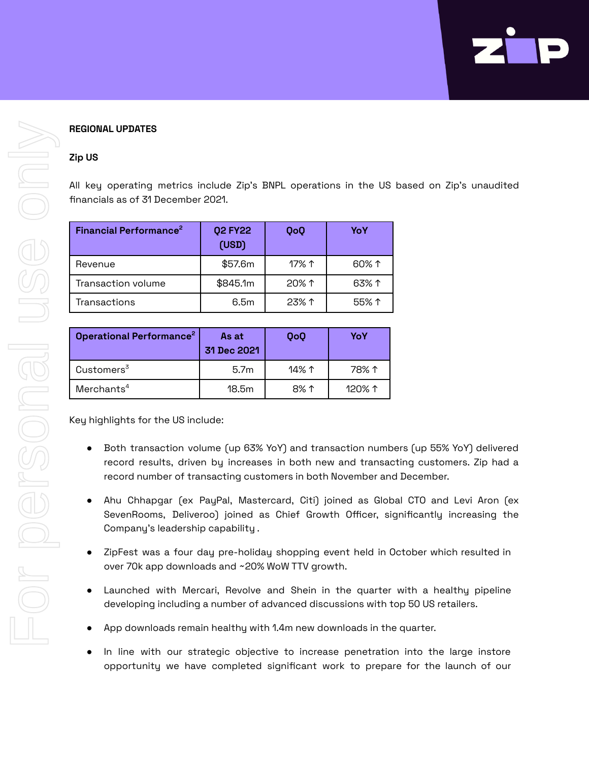**REGIONAL UPDATES**

**Zip US**

All key operating metrics include Zip's BNPL operations in the US based on Zip's unaudited financials as of 31 December 2021.

| Financial Performance[2] | Q2 FY22 (USD) | QoQ | YoY |
|---|---|---|---|
| Revenue | $57.6m | 17% ↑ | 60% ↑ |
| Transaction volume | $845.1m | 20% ↑ | 63% ↑ |
| Transactions | 6.5m | 23% ↑ | 55% ↑ |

| Operational Performance[2] | As at 31 Dec 2021 | QoQ | YoY |
|---|---|---|---|
| Customers[3] | 5.7m | 14% ↑ | 78% ↑ |
| Merchants[4] | 18.5m | 8% ↑ | 120% ↑ |

Key highlights for the US include:

- Both transaction volume (up 63% YoY) and transaction numbers (up 55% YoY) delivered record results, driven by increases in both new and transacting customers. Zip had a record number of transacting customers in both November and December.
- Ahu Chhapgar (ex PayPal, Mastercard, Citi) joined as Global CTO and Levi Aron (ex SevenRooms, Deliveroo) joined as Chief Growth Officer, significantly increasing the Company's leadership capability .
- ZipFest was a four day pre-holiday shopping event held in October which resulted in over 70k app downloads and ~20% WoW TTV growth.
- Launched with Mercari, Revolve and Shein in the quarter with a healthy pipeline developing including a number of advanced discussions with top 50 US retailers.
- App downloads remain healthy with 1.4m new downloads in the quarter.
- In line with our strategic objective to increase penetration into the large instore opportunity we have completed significant work to prepare for the launch of our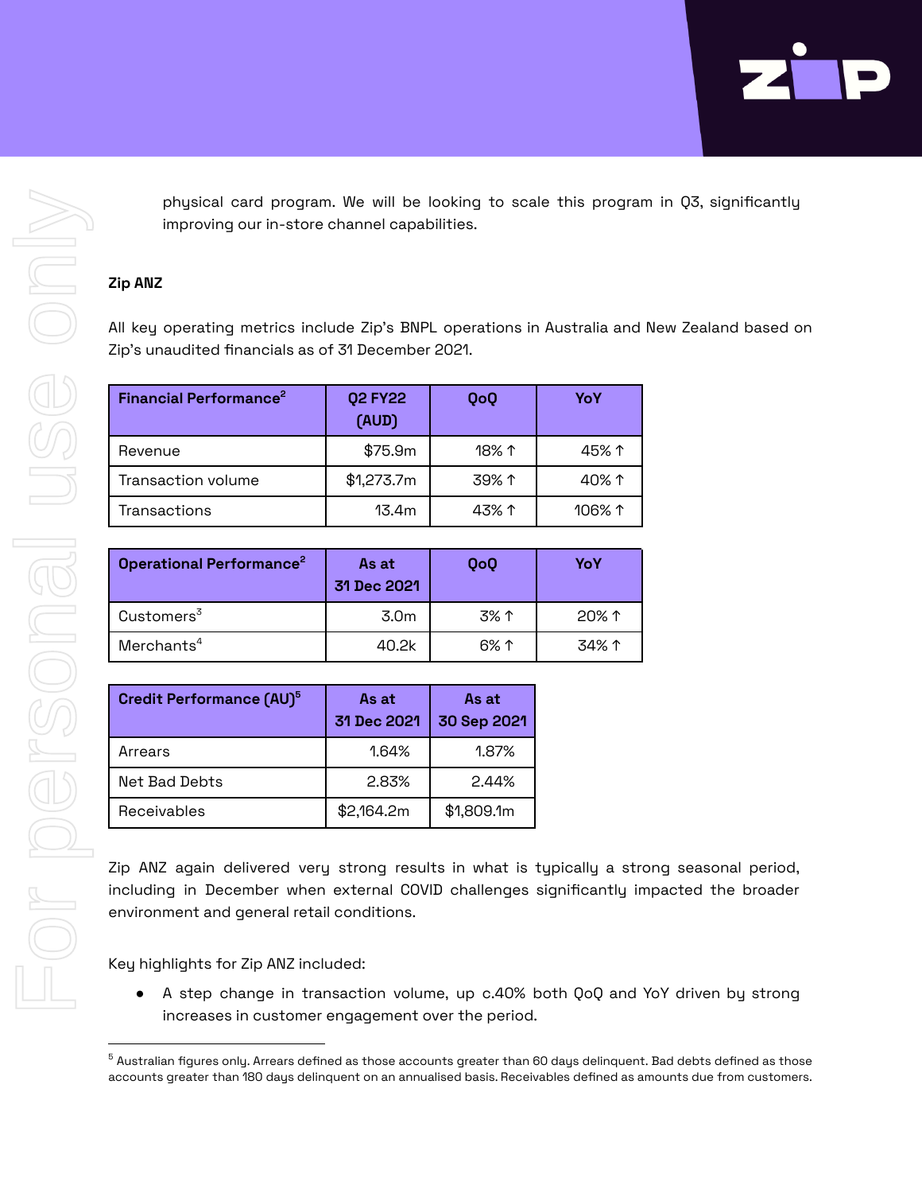physical card program. We will be looking to scale this program in Q3, significantly improving our in-store channel capabilities.

**Zip ANZ**

All key operating metrics include Zip's BNPL operations in Australia and New Zealand based on Zip's unaudited financials as of 31 December 2021.

| Financial Performance[2] | Q2 FY22 (AUD) | QoQ | YoY |
|---|---|---|---|
| Revenue | $75.9m | 18% ↑ | 45% ↑ |
| Transaction volume | $1,273.7m | 39% ↑ | 40% ↑ |
| Transactions | 13.4m | 43% ↑ | 106% ↑ |

| Operational Performance[2] | As at 31 Dec 2021 | QoQ | YoY |
|---|---|---|---|
| Customers[3] | 3.0m | 3% ↑ | 20% ↑ |
| Merchants[4] | 40.2k | 6% ↑ | 34% ↑ |

| Credit Performance (AU)[5] | As at 31 Dec 2021 | As at 30 Sep 2021 |
|---|---|---|
| Arrears | 1.64% | 1.87% |
| Net Bad Debts | 2.83% | 2.44% |
| Receivables | $2,164.2m | $1,809.1m |

Zip ANZ again delivered very strong results in what is typically a strong seasonal period, including in December when external COVID challenges significantly impacted the broader environment and general retail conditions.

Key highlights for Zip ANZ included:

- A step change in transaction volume, up c.40% both QoQ and YoY driven by strong increases in customer engagement over the period.

---

[5] Australian figures only. Arrears defined as those accounts greater than 60 days delinquent. Bad debts defined as those accounts greater than 180 days delinquent on an annualised basis. Receivables defined as amounts due from customers.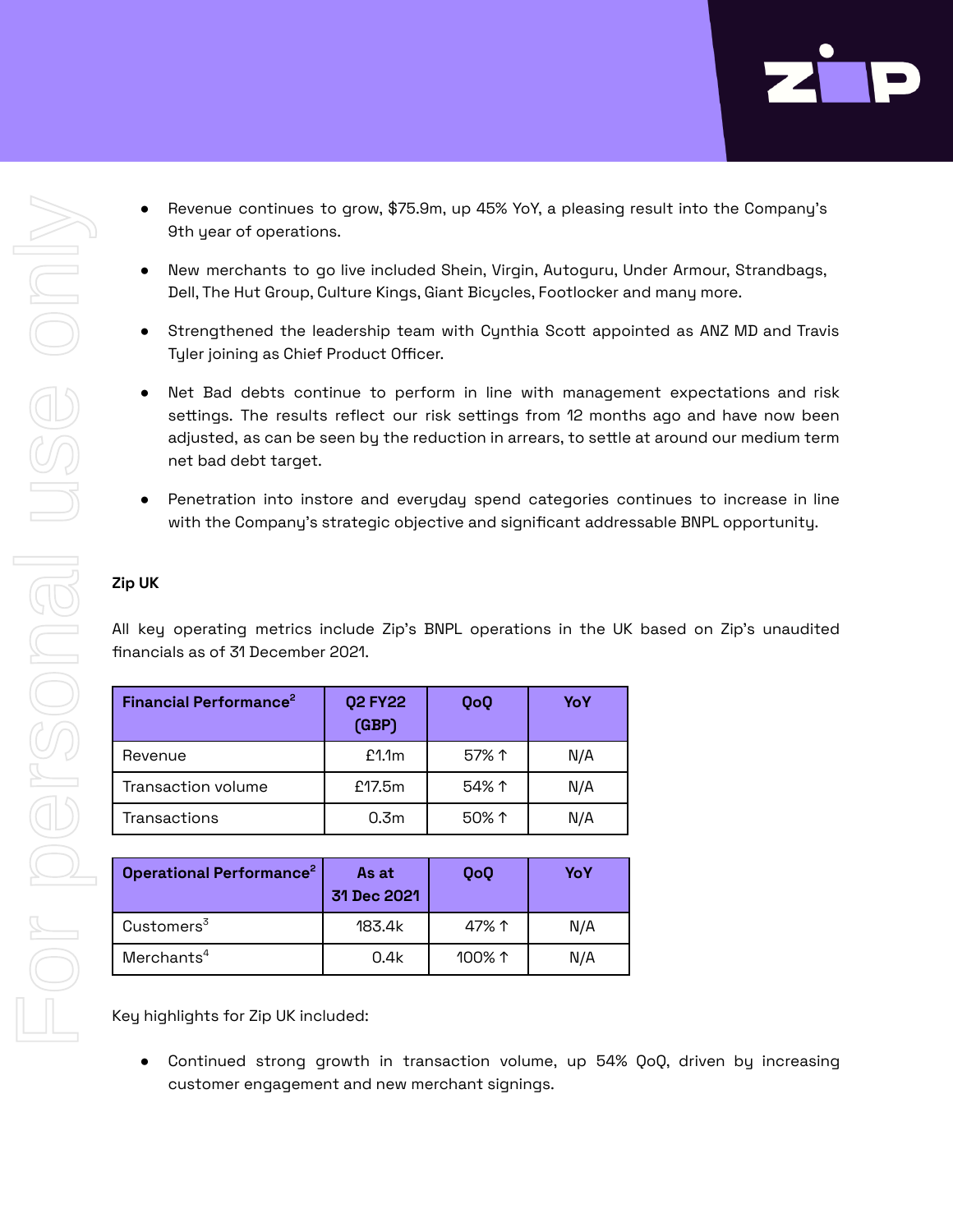- Revenue continues to grow, $75.9m, up 45% YoY, a pleasing result into the Company's 9th year of operations.
- New merchants to go live included Shein, Virgin, Autoguru, Under Armour, Strandbags, Dell, The Hut Group, Culture Kings, Giant Bicycles, Footlocker and many more.
- Strengthened the leadership team with Cynthia Scott appointed as ANZ MD and Travis Tyler joining as Chief Product Officer.
- Net Bad debts continue to perform in line with management expectations and risk settings. The results reflect our risk settings from 12 months ago and have now been adjusted, as can be seen by the reduction in arrears, to settle at around our medium term net bad debt target.
- Penetration into instore and everyday spend categories continues to increase in line with the Company's strategic objective and significant addressable BNPL opportunity.

**Zip UK**

All key operating metrics include Zip's BNPL operations in the UK based on Zip's unaudited financials as of 31 December 2021.

| Financial Performance[2] | Q2 FY22 (GBP) | QoQ | YoY |
|---|---|---|---|
| Revenue | £1.1m | 57% ↑ | N/A |
| Transaction volume | £17.5m | 54% ↑ | N/A |
| Transactions | 0.3m | 50% ↑ | N/A |

| Operational Performance[2] | As at 31 Dec 2021 | QoQ | YoY |
|---|---|---|---|
| Customers[3] | 183.4k | 47% ↑ | N/A |
| Merchants[4] | 0.4k | 100% ↑ | N/A |

Key highlights for Zip UK included:

- Continued strong growth in transaction volume, up 54% QoQ, driven by increasing customer engagement and new merchant signings.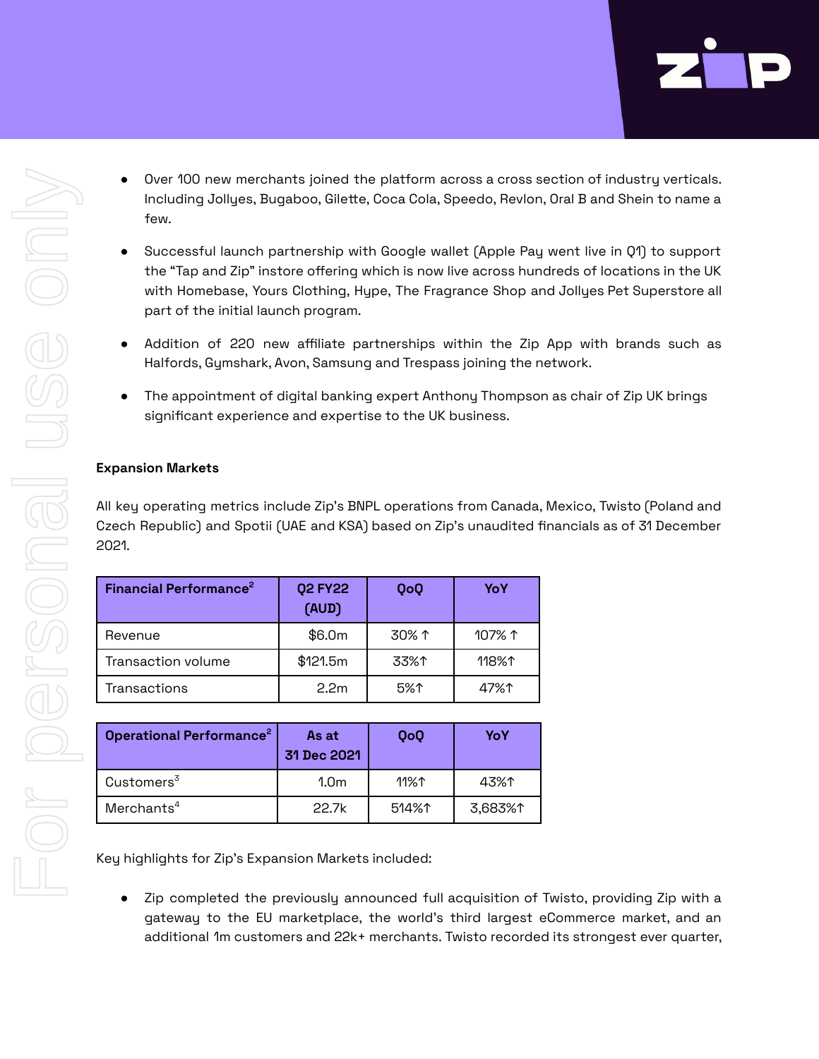- Over 100 new merchants joined the platform across a cross section of industry verticals. Including Jollyes, Bugaboo, Gilette, Coca Cola, Speedo, Revlon, Oral B and Shein to name a few.

- Successful launch partnership with Google wallet (Apple Pay went live in Q1) to support the "Tap and Zip" instore offering which is now live across hundreds of locations in the UK with Homebase, Yours Clothing, Hype, The Fragrance Shop and Jollyes Pet Superstore all part of the initial launch program.

- Addition of 220 new affiliate partnerships within the Zip App with brands such as Halfords, Gymshark, Avon, Samsung and Trespass joining the network.

- The appointment of digital banking expert Anthony Thompson as chair of Zip UK brings significant experience and expertise to the UK business.

**Expansion Markets**

All key operating metrics include Zip's BNPL operations from Canada, Mexico, Twisto (Poland and Czech Republic) and Spotii (UAE and KSA) based on Zip's unaudited financials as of 31 December 2021.

| Financial Performance[2] | Q2 FY22 (AUD) | QoQ | YoY |
|---|---|---|---|
| Revenue | $6.0m | 30% ↑ | 107% ↑ |
| Transaction volume | $121.5m | 33%↑ | 118%↑ |
| Transactions | 2.2m | 5%↑ | 47%↑ |

| Operational Performance[2] | As at 31 Dec 2021 | QoQ | YoY |
|---|---|---|---|
| Customers[3] | 1.0m | 11%↑ | 43%↑ |
| Merchants[4] | 22.7k | 514%↑ | 3,683%↑ |

Key highlights for Zip's Expansion Markets included:

- Zip completed the previously announced full acquisition of Twisto, providing Zip with a gateway to the EU marketplace, the world's third largest eCommerce market, and an additional 1m customers and 22k+ merchants. Twisto recorded its strongest ever quarter,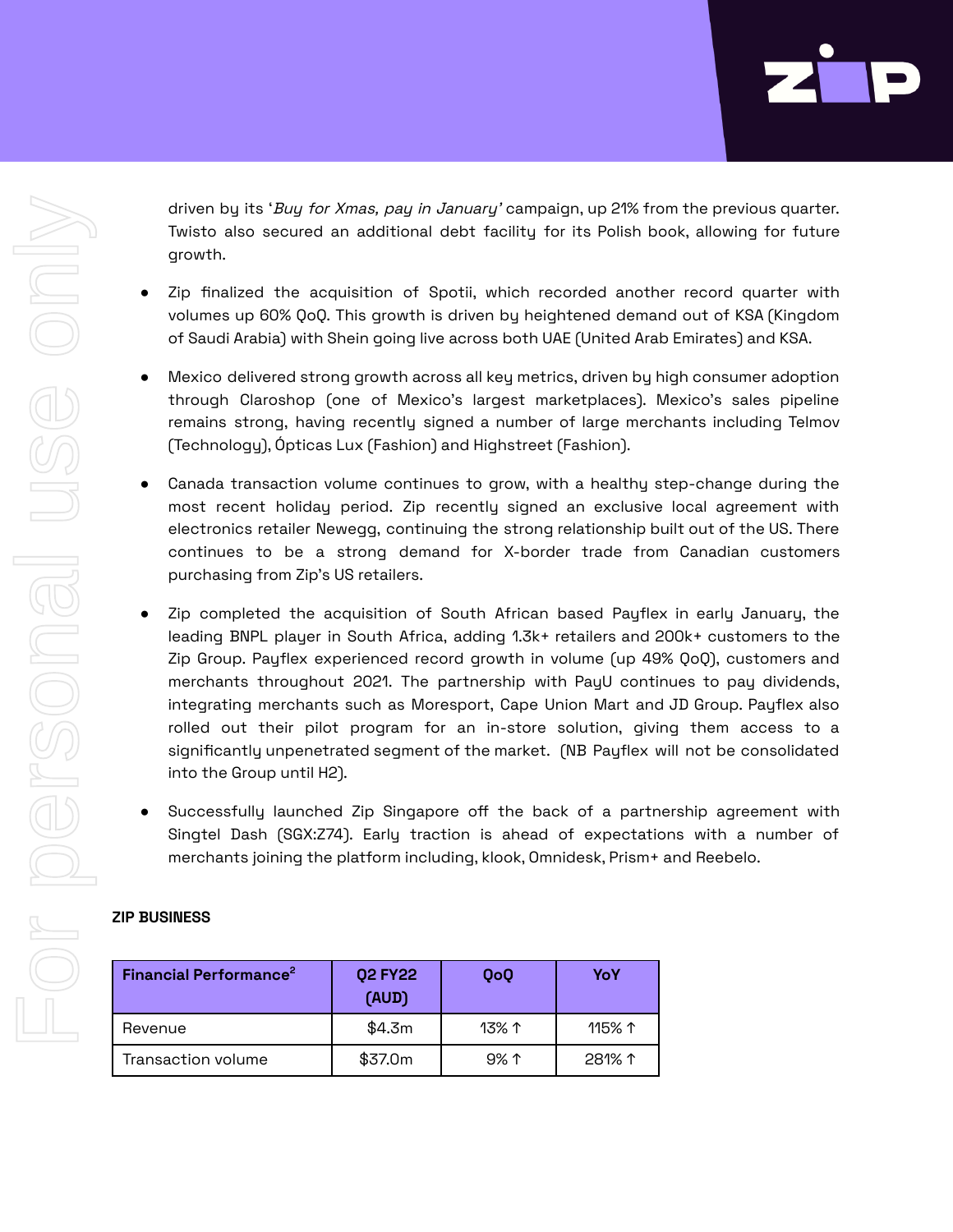driven by its '*Buy for Xmas, pay in January*' campaign, up 21% from the previous quarter. Twisto also secured an additional debt facility for its Polish book, allowing for future growth.

- Zip finalized the acquisition of Spotii, which recorded another record quarter with volumes up 60% QoQ. This growth is driven by heightened demand out of KSA (Kingdom of Saudi Arabia) with Shein going live across both UAE (United Arab Emirates) and KSA.

- Mexico delivered strong growth across all key metrics, driven by high consumer adoption through Claroshop (one of Mexico's largest marketplaces). Mexico's sales pipeline remains strong, having recently signed a number of large merchants including Telmov (Technology), Ópticas Lux (Fashion) and Highstreet (Fashion).

- Canada transaction volume continues to grow, with a healthy step-change during the most recent holiday period. Zip recently signed an exclusive local agreement with electronics retailer Newegg, continuing the strong relationship built out of the US. There continues to be a strong demand for X-border trade from Canadian customers purchasing from Zip's US retailers.

- Zip completed the acquisition of South African based Payflex in early January, the leading BNPL player in South Africa, adding 1.3k+ retailers and 200k+ customers to the Zip Group. Payflex experienced record growth in volume (up 49% QoQ), customers and merchants throughout 2021. The partnership with PayU continues to pay dividends, integrating merchants such as Moresport, Cape Union Mart and JD Group. Payflex also rolled out their pilot program for an in-store solution, giving them access to a significantly unpenetrated segment of the market. (NB Payflex will not be consolidated into the Group until H2).

- Successfully launched Zip Singapore off the back of a partnership agreement with Singtel Dash (SGX:Z74). Early traction is ahead of expectations with a number of merchants joining the platform including, klook, Omnidesk, Prism+ and Reebelo.

**ZIP BUSINESS**

| Financial Performance[2] | Q2 FY22 (AUD) | QoQ | YoY |
|---|---|---|---|
| Revenue | $4.3m | 13% ↑ | 115% ↑ |
| Transaction volume | $37.0m | 9% ↑ | 281% ↑ |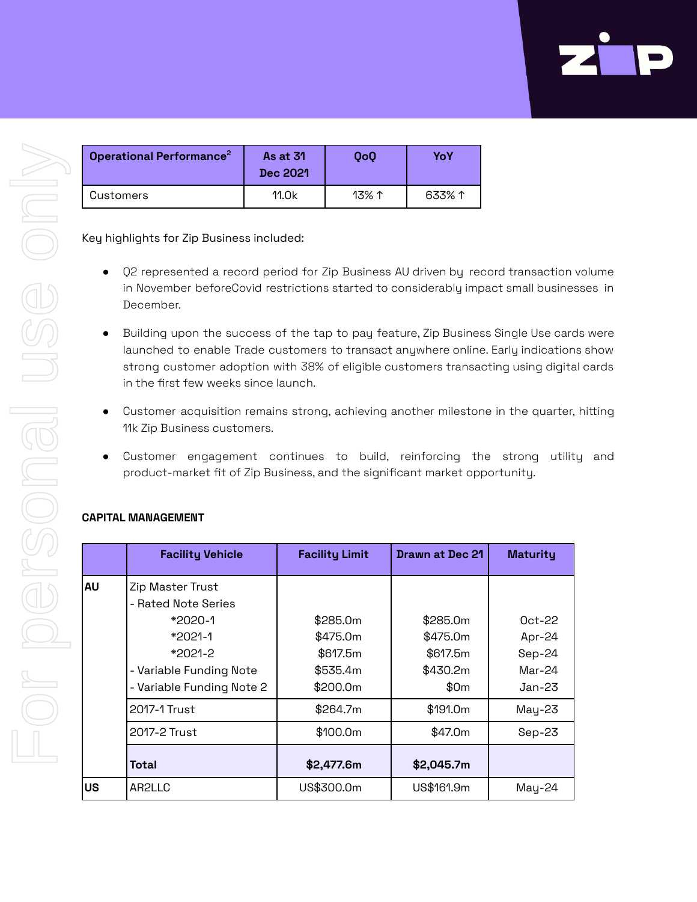| Operational Performance[2] | As at 31 Dec 2021 | QoQ | YoY |
|---|---|---|---|
| Customers | 11.0k | 13% ↑ | 633% ↑ |

Key highlights for Zip Business included:

- Q2 represented a record period for Zip Business AU driven by record transaction volume in November beforeCovid restrictions started to considerably impact small businesses in December.
- Building upon the success of the tap to pay feature, Zip Business Single Use cards were launched to enable Trade customers to transact anywhere online. Early indications show strong customer adoption with 38% of eligible customers transacting using digital cards in the first few weeks since launch.
- Customer acquisition remains strong, achieving another milestone in the quarter, hitting 11k Zip Business customers.
- Customer engagement continues to build, reinforcing the strong utility and product-market fit of Zip Business, and the significant market opportunity.

**CAPITAL MANAGEMENT**

| | Facility Vehicle | Facility Limit | Drawn at Dec 21 | Maturity |
|---|---|---|---|---|
| **AU** | Zip Master Trust | | | |
| | - Rated Note Series | | | |
| | *2020-1 | $285.0m | $285.0m | Oct-22 |
| | *2021-1 | $475.0m | $475.0m | Apr-24 |
| | *2021-2 | $617.5m | $617.5m | Sep-24 |
| | - Variable Funding Note | $535.4m | $430.2m | Mar-24 |
| | - Variable Funding Note 2 | $200.0m | $0m | Jan-23 |
| | 2017-1 Trust | $264.7m | $191.0m | May-23 |
| | 2017-2 Trust | $100.0m | $47.0m | Sep-23 |
| | **Total** | **$2,477.6m** | **$2,045.7m** | |
| **US** | AR2LLC | US$300.0m | US$161.9m | May-24 |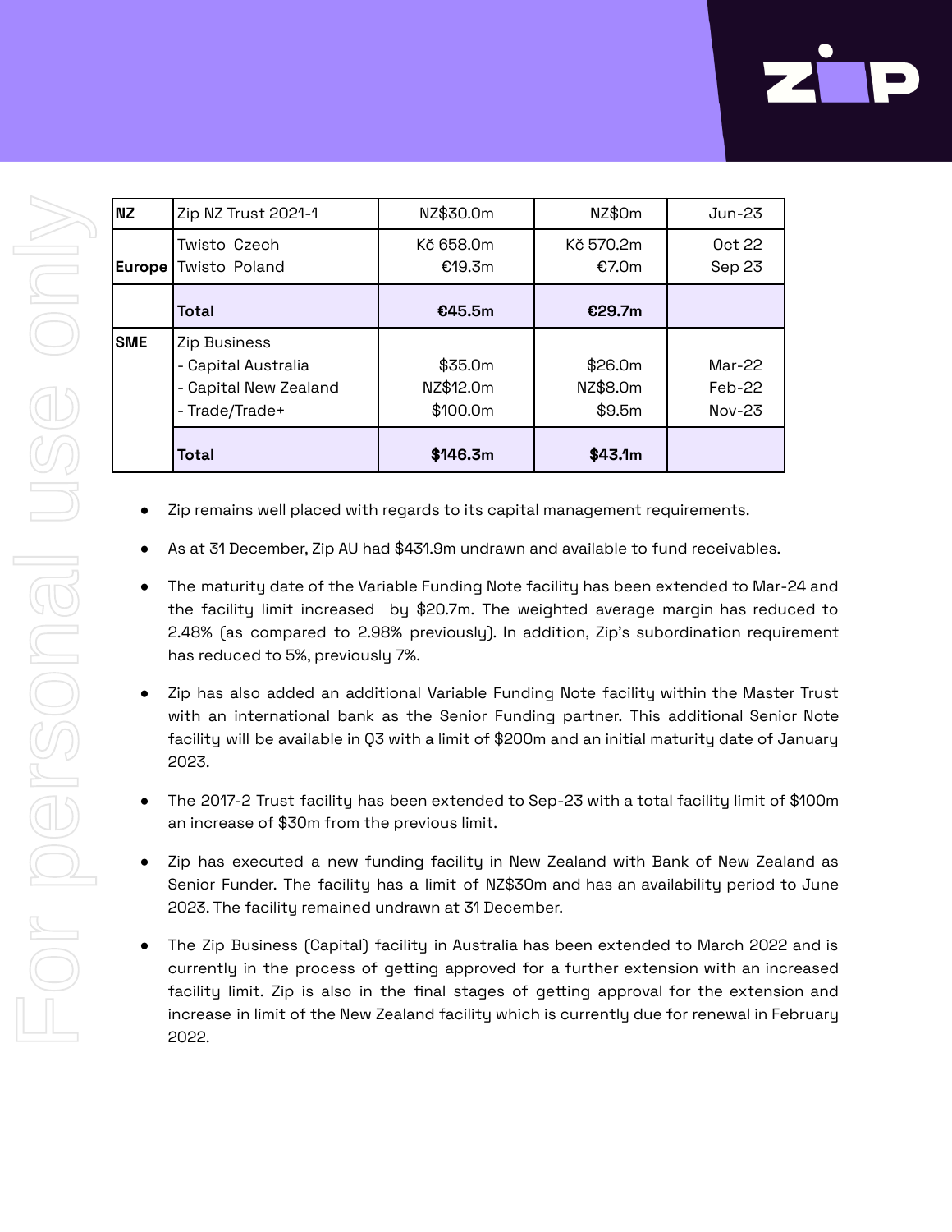| | | | | |
|---|---|---|---|---|
| **NZ** | Zip NZ Trust 2021-1 | NZ$30.0m | NZ$0m | Jun-23 |
| **Europe** | Twisto Czech<br>Twisto Poland | Kč 658.0m<br>€19.3m | Kč 570.2m<br>€7.0m | Oct 22<br>Sep 23 |
| | **Total** | **€45.5m** | **€29.7m** | |
| **SME** | Zip Business<br>- Capital Australia<br>- Capital New Zealand<br>- Trade/Trade+ | <br>$35.0m<br>NZ$12.0m<br>$100.0m | <br>$26.0m<br>NZ$8.0m<br>$9.5m | <br>Mar-22<br>Feb-22<br>Nov-23 |
| | **Total** | **$146.3m** | **$43.1m** | |

- Zip remains well placed with regards to its capital management requirements.
- As at 31 December, Zip AU had $431.9m undrawn and available to fund receivables.
- The maturity date of the Variable Funding Note facility has been extended to Mar-24 and the facility limit increased by $20.7m. The weighted average margin has reduced to 2.48% (as compared to 2.98% previously). In addition, Zip's subordination requirement has reduced to 5%, previously 7%.
- Zip has also added an additional Variable Funding Note facility within the Master Trust with an international bank as the Senior Funding partner. This additional Senior Note facility will be available in Q3 with a limit of $200m and an initial maturity date of January 2023.
- The 2017-2 Trust facility has been extended to Sep-23 with a total facility limit of $100m an increase of $30m from the previous limit.
- Zip has executed a new funding facility in New Zealand with Bank of New Zealand as Senior Funder. The facility has a limit of NZ$30m and has an availability period to June 2023. The facility remained undrawn at 31 December.
- The Zip Business (Capital) facility in Australia has been extended to March 2022 and is currently in the process of getting approved for a further extension with an increased facility limit. Zip is also in the final stages of getting approval for the extension and increase in limit of the New Zealand facility which is currently due for renewal in February 2022.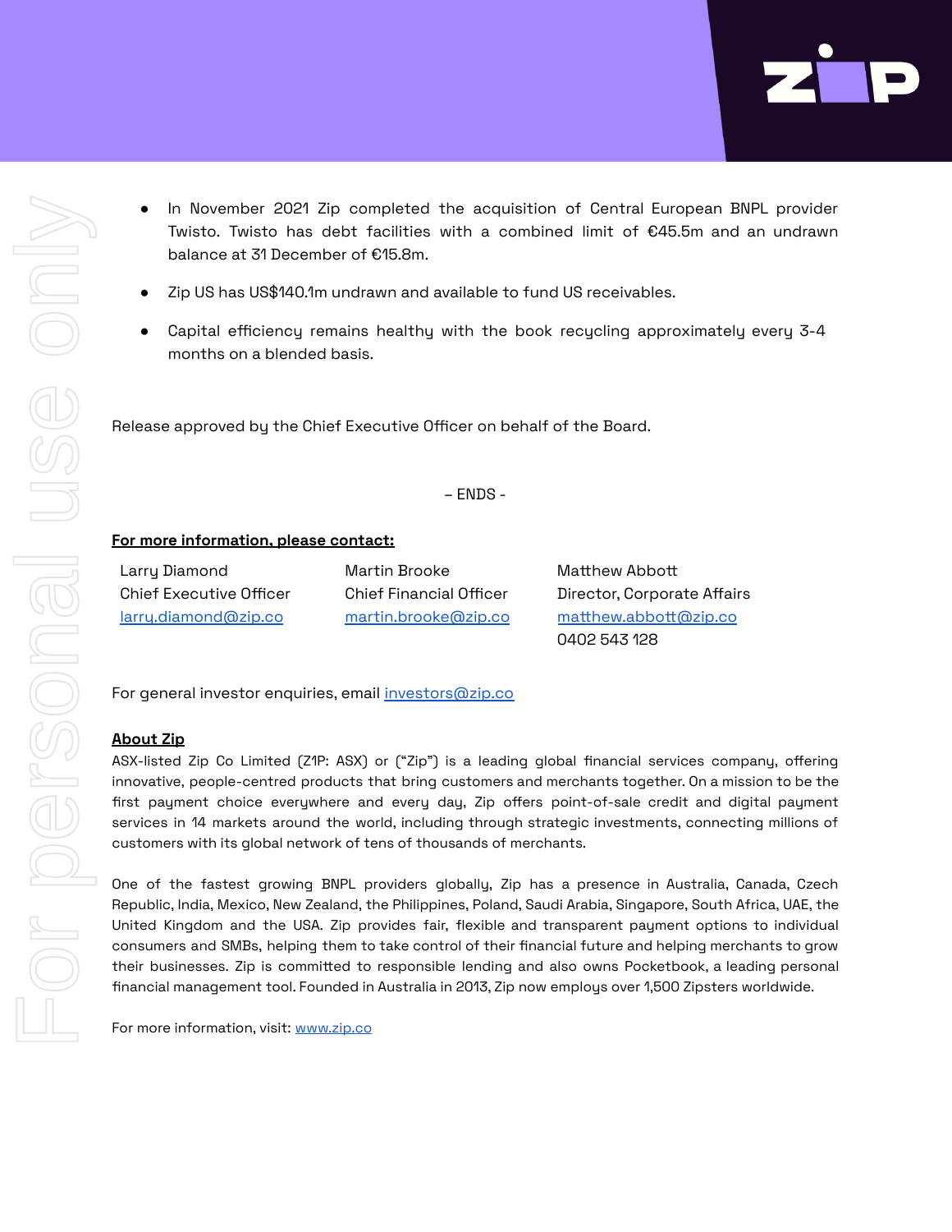- In November 2021 Zip completed the acquisition of Central European BNPL provider Twisto. Twisto has debt facilities with a combined limit of €45.5m and an undrawn balance at 31 December of €15.8m.
- Zip US has US$140.1m undrawn and available to fund US receivables.
- Capital efficiency remains healthy with the book recycling approximately every 3-4 months on a blended basis.

Release approved by the Chief Executive Officer on behalf of the Board.

– ENDS -

**For more information, please contact:**

| | | |
|---|---|---|
| Larry Diamond | Martin Brooke | Matthew Abbott |
| Chief Executive Officer | Chief Financial Officer | Director, Corporate Affairs |
| larry.diamond@zip.co | martin.brooke@zip.co | matthew.abbott@zip.co |
| | | 0402 543 128 |

For general investor enquiries, email investors@zip.co

**About Zip**

ASX-listed Zip Co Limited (Z1P: ASX) or ("Zip") is a leading global financial services company, offering innovative, people-centred products that bring customers and merchants together. On a mission to be the first payment choice everywhere and every day, Zip offers point-of-sale credit and digital payment services in 14 markets around the world, including through strategic investments, connecting millions of customers with its global network of tens of thousands of merchants.

One of the fastest growing BNPL providers globally, Zip has a presence in Australia, Canada, Czech Republic, India, Mexico, New Zealand, the Philippines, Poland, Saudi Arabia, Singapore, South Africa, UAE, the United Kingdom and the USA. Zip provides fair, flexible and transparent payment options to individual consumers and SMBs, helping them to take control of their financial future and helping merchants to grow their businesses. Zip is committed to responsible lending and also owns Pocketbook, a leading personal financial management tool. Founded in Australia in 2013, Zip now employs over 1,500 Zipsters worldwide.

For more information, visit: www.zip.co